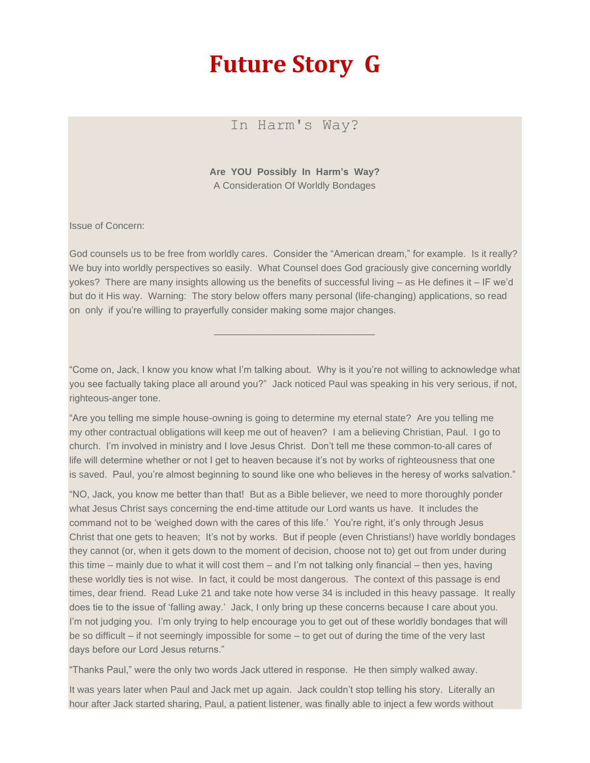# Future Story G

## In Harm's Way?

**Are YOU Possibly In Harm's Way?**
A Consideration Of Worldly Bondages

Issue of Concern:

God counsels us to be free from worldly cares. Consider the "American dream," for example. Is it really? We buy into worldly perspectives so easily. What Counsel does God graciously give concerning worldly yokes? There are many insights allowing us the benefits of successful living – as He defines it – IF we'd but do it His way. Warning: The story below offers many personal (life-changing) applications, so read on only if you're willing to prayerfully consider making some major changes.

______________________________

"Come on, Jack, I know you know what I'm talking about. Why is it you're not willing to acknowledge what you see factually taking place all around you?" Jack noticed Paul was speaking in his very serious, if not, righteous-anger tone.

"Are you telling me simple house-owning is going to determine my eternal state? Are you telling me my other contractual obligations will keep me out of heaven? I am a believing Christian, Paul. I go to church. I'm involved in ministry and I love Jesus Christ. Don't tell me these common-to-all cares of life will determine whether or not I get to heaven because it's not by works of righteousness that one is saved. Paul, you're almost beginning to sound like one who believes in the heresy of works salvation."

"NO, Jack, you know me better than that! But as a Bible believer, we need to more thoroughly ponder what Jesus Christ says concerning the end-time attitude our Lord wants us have. It includes the command not to be 'weighed down with the cares of this life.' You're right, it's only through Jesus Christ that one gets to heaven; It's not by works. But if people (even Christians!) have worldly bondages they cannot (or, when it gets down to the moment of decision, choose not to) get out from under during this time – mainly due to what it will cost them – and I'm not talking only financial – then yes, having these worldly ties is not wise. In fact, it could be most dangerous. The context of this passage is end times, dear friend. Read Luke 21 and take note how verse 34 is included in this heavy passage. It really does tie to the issue of 'falling away.' Jack, I only bring up these concerns because I care about you. I'm not judging you. I'm only trying to help encourage you to get out of these worldly bondages that will be so difficult – if not seemingly impossible for some – to get out of during the time of the very last days before our Lord Jesus returns."

"Thanks Paul," were the only two words Jack uttered in response. He then simply walked away.

It was years later when Paul and Jack met up again. Jack couldn't stop telling his story. Literally an hour after Jack started sharing, Paul, a patient listener, was finally able to inject a few words without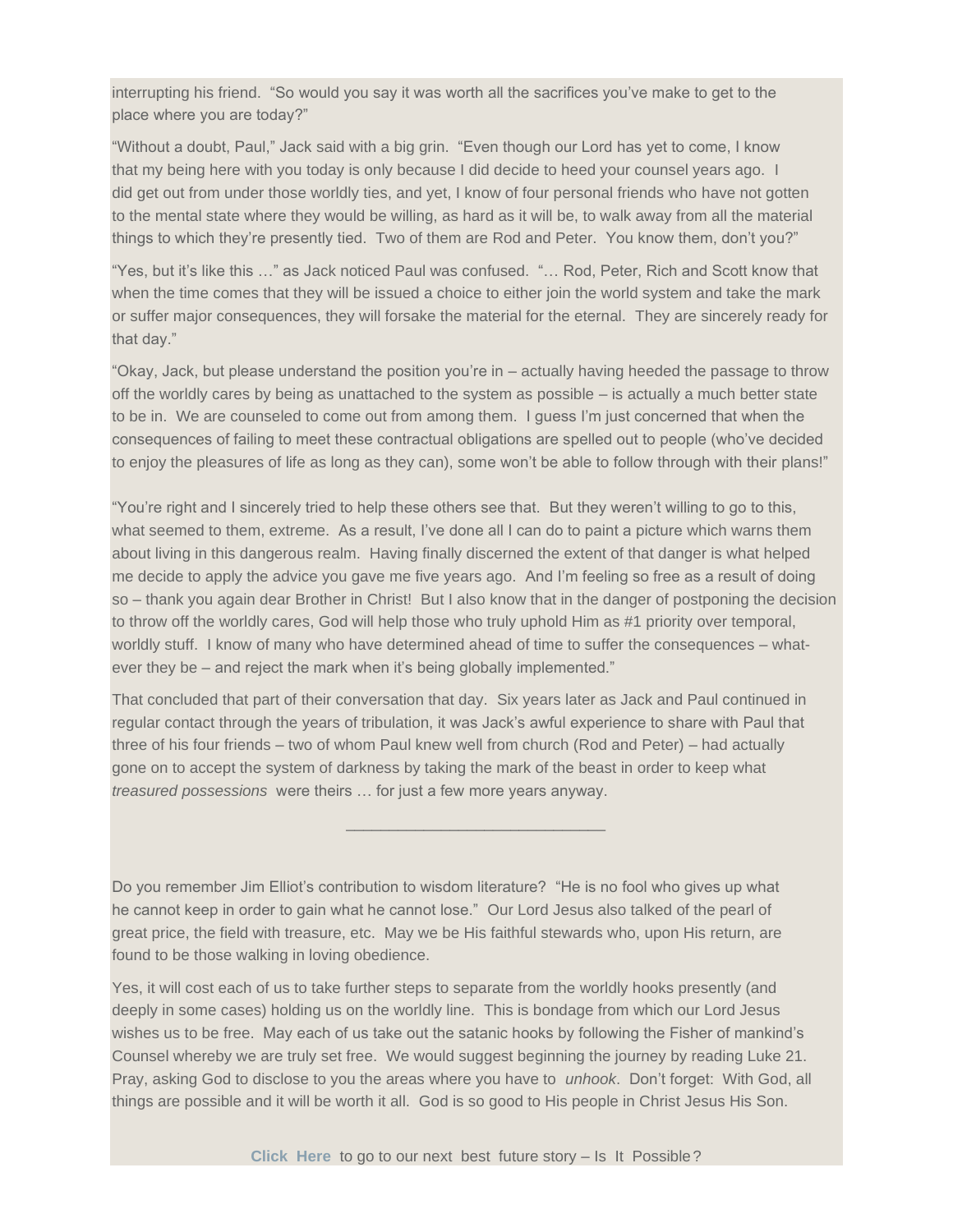interrupting his friend.  "So would you say it was worth all the sacrifices you've make to get to the place where you are today?"

"Without a doubt, Paul," Jack said with a big grin.  "Even though our Lord has yet to come, I know that my being here with you today is only because I did decide to heed your counsel years ago.  I did get out from under those worldly ties, and yet, I know of four personal friends who have not gotten to the mental state where they would be willing, as hard as it will be, to walk away from all the material things to which they're presently tied.  Two of them are Rod and Peter.  You know them, don't you?"

"Yes, but it's like this …" as Jack noticed Paul was confused.  "… Rod, Peter, Rich and Scott know that when the time comes that they will be issued a choice to either join the world system and take the mark or suffer major consequences, they will forsake the material for the eternal.  They are sincerely ready for that day."

"Okay, Jack, but please understand the position you're in – actually having heeded the passage to throw off the worldly cares by being as unattached to the system as possible – is actually a much better state to be in.  We are counseled to come out from among them.  I guess I'm just concerned that when the consequences of failing to meet these contractual obligations are spelled out to people (who've decided to enjoy the pleasures of life as long as they can), some won't be able to follow through with their plans!"

"You're right and I sincerely tried to help these others see that.  But they weren't willing to go to this, what seemed to them, extreme.  As a result, I've done all I can do to paint a picture which warns them about living in this dangerous realm.  Having finally discerned the extent of that danger is what helped me decide to apply the advice you gave me five years ago.  And I'm feeling so free as a result of doing so – thank you again dear Brother in Christ!  But I also know that in the danger of postponing the decision to throw off the worldly cares, God will help those who truly uphold Him as #1 priority over temporal, worldly stuff.  I know of many who have determined ahead of time to suffer the consequences – whatever they be – and reject the mark when it's being globally implemented."

That concluded that part of their conversation that day.  Six years later as Jack and Paul continued in regular contact through the years of tribulation, it was Jack's awful experience to share with Paul that three of his four friends – two of whom Paul knew well from church (Rod and Peter) – had actually gone on to accept the system of darkness by taking the mark of the beast in order to keep what *treasured possessions* were theirs … for just a few more years anyway.

---

Do you remember Jim Elliot's contribution to wisdom literature?  "He is no fool who gives up what he cannot keep in order to gain what he cannot lose."  Our Lord Jesus also talked of the pearl of great price, the field with treasure, etc.  May we be His faithful stewards who, upon His return, are found to be those walking in loving obedience.

Yes, it will cost each of us to take further steps to separate from the worldly hooks presently (and deeply in some cases) holding us on the worldly line.  This is bondage from which our Lord Jesus wishes us to be free.  May each of us take out the satanic hooks by following the Fisher of mankind's Counsel whereby we are truly set free.  We would suggest beginning the journey by reading Luke 21.  Pray, asking God to disclose to you the areas where you have to *unhook*.  Don't forget:  With God, all things are possible and it will be worth it all.  God is so good to His people in Christ Jesus His Son.

**Click Here** to go to our next best future story – Is It Possible?